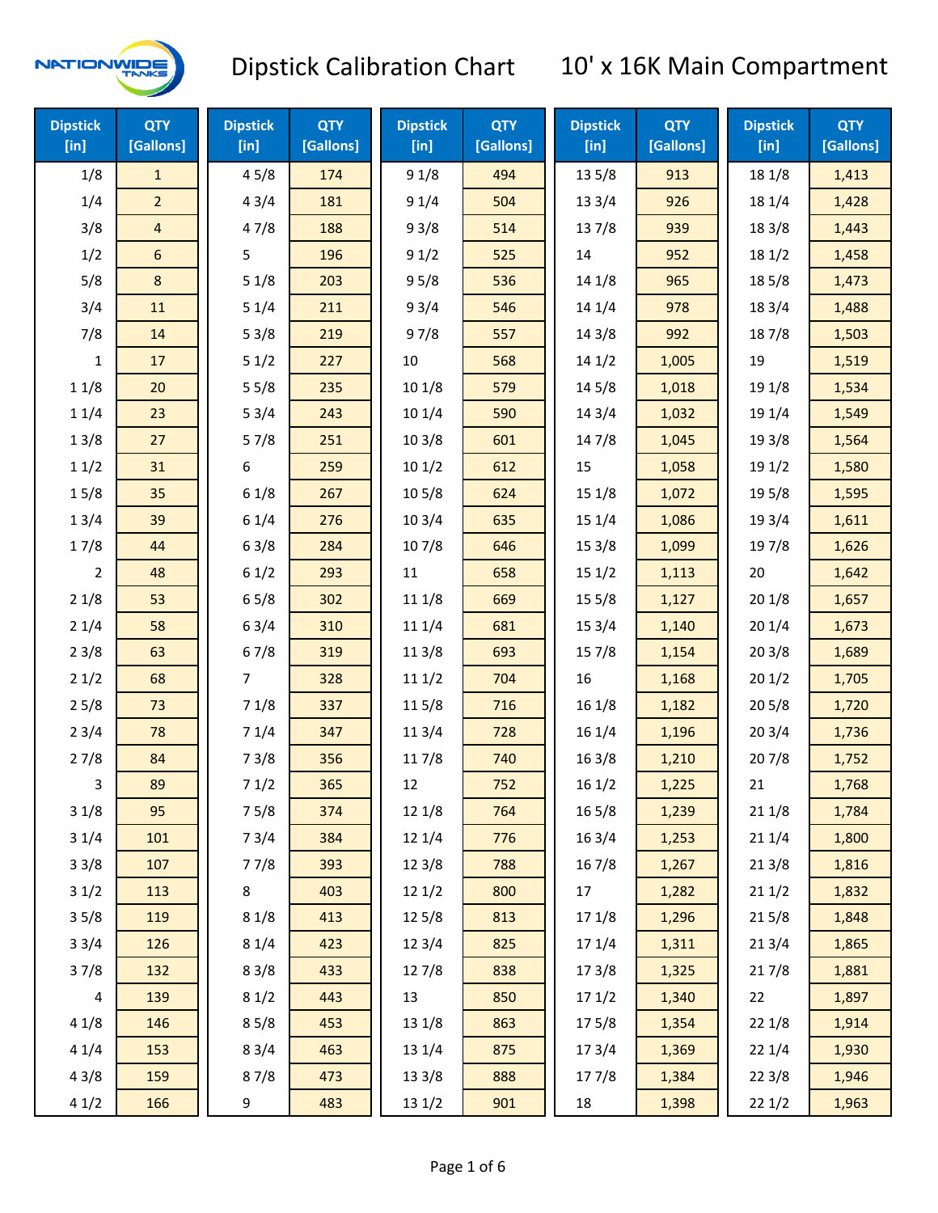# Dipstick Calibration Chart

## 10' x 16K Main Compartment

| Dipstick [in] | QTY [Gallons] | Dipstick [in] | QTY [Gallons] | Dipstick [in] | QTY [Gallons] | Dipstick [in] | QTY [Gallons] | Dipstick [in] | QTY [Gallons] |
|---|---|---|---|---|---|---|---|---|---|
| 1/8 | 1 | 4 5/8 | 174 | 9 1/8 | 494 | 13 5/8 | 913 | 18 1/8 | 1,413 |
| 1/4 | 2 | 4 3/4 | 181 | 9 1/4 | 504 | 13 3/4 | 926 | 18 1/4 | 1,428 |
| 3/8 | 4 | 4 7/8 | 188 | 9 3/8 | 514 | 13 7/8 | 939 | 18 3/8 | 1,443 |
| 1/2 | 6 | 5 | 196 | 9 1/2 | 525 | 14 | 952 | 18 1/2 | 1,458 |
| 5/8 | 8 | 5 1/8 | 203 | 9 5/8 | 536 | 14 1/8 | 965 | 18 5/8 | 1,473 |
| 3/4 | 11 | 5 1/4 | 211 | 9 3/4 | 546 | 14 1/4 | 978 | 18 3/4 | 1,488 |
| 7/8 | 14 | 5 3/8 | 219 | 9 7/8 | 557 | 14 3/8 | 992 | 18 7/8 | 1,503 |
| 1 | 17 | 5 1/2 | 227 | 10 | 568 | 14 1/2 | 1,005 | 19 | 1,519 |
| 1 1/8 | 20 | 5 5/8 | 235 | 10 1/8 | 579 | 14 5/8 | 1,018 | 19 1/8 | 1,534 |
| 1 1/4 | 23 | 5 3/4 | 243 | 10 1/4 | 590 | 14 3/4 | 1,032 | 19 1/4 | 1,549 |
| 1 3/8 | 27 | 5 7/8 | 251 | 10 3/8 | 601 | 14 7/8 | 1,045 | 19 3/8 | 1,564 |
| 1 1/2 | 31 | 6 | 259 | 10 1/2 | 612 | 15 | 1,058 | 19 1/2 | 1,580 |
| 1 5/8 | 35 | 6 1/8 | 267 | 10 5/8 | 624 | 15 1/8 | 1,072 | 19 5/8 | 1,595 |
| 1 3/4 | 39 | 6 1/4 | 276 | 10 3/4 | 635 | 15 1/4 | 1,086 | 19 3/4 | 1,611 |
| 1 7/8 | 44 | 6 3/8 | 284 | 10 7/8 | 646 | 15 3/8 | 1,099 | 19 7/8 | 1,626 |
| 2 | 48 | 6 1/2 | 293 | 11 | 658 | 15 1/2 | 1,113 | 20 | 1,642 |
| 2 1/8 | 53 | 6 5/8 | 302 | 11 1/8 | 669 | 15 5/8 | 1,127 | 20 1/8 | 1,657 |
| 2 1/4 | 58 | 6 3/4 | 310 | 11 1/4 | 681 | 15 3/4 | 1,140 | 20 1/4 | 1,673 |
| 2 3/8 | 63 | 6 7/8 | 319 | 11 3/8 | 693 | 15 7/8 | 1,154 | 20 3/8 | 1,689 |
| 2 1/2 | 68 | 7 | 328 | 11 1/2 | 704 | 16 | 1,168 | 20 1/2 | 1,705 |
| 2 5/8 | 73 | 7 1/8 | 337 | 11 5/8 | 716 | 16 1/8 | 1,182 | 20 5/8 | 1,720 |
| 2 3/4 | 78 | 7 1/4 | 347 | 11 3/4 | 728 | 16 1/4 | 1,196 | 20 3/4 | 1,736 |
| 2 7/8 | 84 | 7 3/8 | 356 | 11 7/8 | 740 | 16 3/8 | 1,210 | 20 7/8 | 1,752 |
| 3 | 89 | 7 1/2 | 365 | 12 | 752 | 16 1/2 | 1,225 | 21 | 1,768 |
| 3 1/8 | 95 | 7 5/8 | 374 | 12 1/8 | 764 | 16 5/8 | 1,239 | 21 1/8 | 1,784 |
| 3 1/4 | 101 | 7 3/4 | 384 | 12 1/4 | 776 | 16 3/4 | 1,253 | 21 1/4 | 1,800 |
| 3 3/8 | 107 | 7 7/8 | 393 | 12 3/8 | 788 | 16 7/8 | 1,267 | 21 3/8 | 1,816 |
| 3 1/2 | 113 | 8 | 403 | 12 1/2 | 800 | 17 | 1,282 | 21 1/2 | 1,832 |
| 3 5/8 | 119 | 8 1/8 | 413 | 12 5/8 | 813 | 17 1/8 | 1,296 | 21 5/8 | 1,848 |
| 3 3/4 | 126 | 8 1/4 | 423 | 12 3/4 | 825 | 17 1/4 | 1,311 | 21 3/4 | 1,865 |
| 3 7/8 | 132 | 8 3/8 | 433 | 12 7/8 | 838 | 17 3/8 | 1,325 | 21 7/8 | 1,881 |
| 4 | 139 | 8 1/2 | 443 | 13 | 850 | 17 1/2 | 1,340 | 22 | 1,897 |
| 4 1/8 | 146 | 8 5/8 | 453 | 13 1/8 | 863 | 17 5/8 | 1,354 | 22 1/8 | 1,914 |
| 4 1/4 | 153 | 8 3/4 | 463 | 13 1/4 | 875 | 17 3/4 | 1,369 | 22 1/4 | 1,930 |
| 4 3/8 | 159 | 8 7/8 | 473 | 13 3/8 | 888 | 17 7/8 | 1,384 | 22 3/8 | 1,946 |
| 4 1/2 | 166 | 9 | 483 | 13 1/2 | 901 | 18 | 1,398 | 22 1/2 | 1,963 |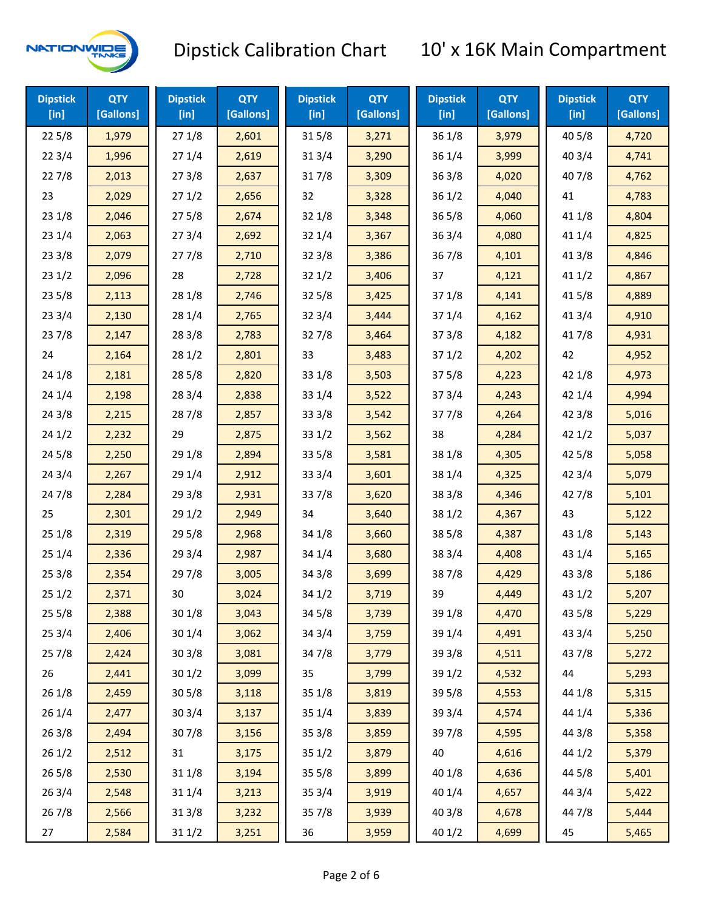# Dipstick Calibration Chart — 10' x 16K Main Compartment

| Dipstick [in] | QTY [Gallons] | Dipstick [in] | QTY [Gallons] | Dipstick [in] | QTY [Gallons] | Dipstick [in] | QTY [Gallons] | Dipstick [in] | QTY [Gallons] |
|---|---|---|---|---|---|---|---|---|---|
| 22 5/8 | 1,979 | 27 1/8 | 2,601 | 31 5/8 | 3,271 | 36 1/8 | 3,979 | 40 5/8 | 4,720 |
| 22 3/4 | 1,996 | 27 1/4 | 2,619 | 31 3/4 | 3,290 | 36 1/4 | 3,999 | 40 3/4 | 4,741 |
| 22 7/8 | 2,013 | 27 3/8 | 2,637 | 31 7/8 | 3,309 | 36 3/8 | 4,020 | 40 7/8 | 4,762 |
| 23 | 2,029 | 27 1/2 | 2,656 | 32 | 3,328 | 36 1/2 | 4,040 | 41 | 4,783 |
| 23 1/8 | 2,046 | 27 5/8 | 2,674 | 32 1/8 | 3,348 | 36 5/8 | 4,060 | 41 1/8 | 4,804 |
| 23 1/4 | 2,063 | 27 3/4 | 2,692 | 32 1/4 | 3,367 | 36 3/4 | 4,080 | 41 1/4 | 4,825 |
| 23 3/8 | 2,079 | 27 7/8 | 2,710 | 32 3/8 | 3,386 | 36 7/8 | 4,101 | 41 3/8 | 4,846 |
| 23 1/2 | 2,096 | 28 | 2,728 | 32 1/2 | 3,406 | 37 | 4,121 | 41 1/2 | 4,867 |
| 23 5/8 | 2,113 | 28 1/8 | 2,746 | 32 5/8 | 3,425 | 37 1/8 | 4,141 | 41 5/8 | 4,889 |
| 23 3/4 | 2,130 | 28 1/4 | 2,765 | 32 3/4 | 3,444 | 37 1/4 | 4,162 | 41 3/4 | 4,910 |
| 23 7/8 | 2,147 | 28 3/8 | 2,783 | 32 7/8 | 3,464 | 37 3/8 | 4,182 | 41 7/8 | 4,931 |
| 24 | 2,164 | 28 1/2 | 2,801 | 33 | 3,483 | 37 1/2 | 4,202 | 42 | 4,952 |
| 24 1/8 | 2,181 | 28 5/8 | 2,820 | 33 1/8 | 3,503 | 37 5/8 | 4,223 | 42 1/8 | 4,973 |
| 24 1/4 | 2,198 | 28 3/4 | 2,838 | 33 1/4 | 3,522 | 37 3/4 | 4,243 | 42 1/4 | 4,994 |
| 24 3/8 | 2,215 | 28 7/8 | 2,857 | 33 3/8 | 3,542 | 37 7/8 | 4,264 | 42 3/8 | 5,016 |
| 24 1/2 | 2,232 | 29 | 2,875 | 33 1/2 | 3,562 | 38 | 4,284 | 42 1/2 | 5,037 |
| 24 5/8 | 2,250 | 29 1/8 | 2,894 | 33 5/8 | 3,581 | 38 1/8 | 4,305 | 42 5/8 | 5,058 |
| 24 3/4 | 2,267 | 29 1/4 | 2,912 | 33 3/4 | 3,601 | 38 1/4 | 4,325 | 42 3/4 | 5,079 |
| 24 7/8 | 2,284 | 29 3/8 | 2,931 | 33 7/8 | 3,620 | 38 3/8 | 4,346 | 42 7/8 | 5,101 |
| 25 | 2,301 | 29 1/2 | 2,949 | 34 | 3,640 | 38 1/2 | 4,367 | 43 | 5,122 |
| 25 1/8 | 2,319 | 29 5/8 | 2,968 | 34 1/8 | 3,660 | 38 5/8 | 4,387 | 43 1/8 | 5,143 |
| 25 1/4 | 2,336 | 29 3/4 | 2,987 | 34 1/4 | 3,680 | 38 3/4 | 4,408 | 43 1/4 | 5,165 |
| 25 3/8 | 2,354 | 29 7/8 | 3,005 | 34 3/8 | 3,699 | 38 7/8 | 4,429 | 43 3/8 | 5,186 |
| 25 1/2 | 2,371 | 30 | 3,024 | 34 1/2 | 3,719 | 39 | 4,449 | 43 1/2 | 5,207 |
| 25 5/8 | 2,388 | 30 1/8 | 3,043 | 34 5/8 | 3,739 | 39 1/8 | 4,470 | 43 5/8 | 5,229 |
| 25 3/4 | 2,406 | 30 1/4 | 3,062 | 34 3/4 | 3,759 | 39 1/4 | 4,491 | 43 3/4 | 5,250 |
| 25 7/8 | 2,424 | 30 3/8 | 3,081 | 34 7/8 | 3,779 | 39 3/8 | 4,511 | 43 7/8 | 5,272 |
| 26 | 2,441 | 30 1/2 | 3,099 | 35 | 3,799 | 39 1/2 | 4,532 | 44 | 5,293 |
| 26 1/8 | 2,459 | 30 5/8 | 3,118 | 35 1/8 | 3,819 | 39 5/8 | 4,553 | 44 1/8 | 5,315 |
| 26 1/4 | 2,477 | 30 3/4 | 3,137 | 35 1/4 | 3,839 | 39 3/4 | 4,574 | 44 1/4 | 5,336 |
| 26 3/8 | 2,494 | 30 7/8 | 3,156 | 35 3/8 | 3,859 | 39 7/8 | 4,595 | 44 3/8 | 5,358 |
| 26 1/2 | 2,512 | 31 | 3,175 | 35 1/2 | 3,879 | 40 | 4,616 | 44 1/2 | 5,379 |
| 26 5/8 | 2,530 | 31 1/8 | 3,194 | 35 5/8 | 3,899 | 40 1/8 | 4,636 | 44 5/8 | 5,401 |
| 26 3/4 | 2,548 | 31 1/4 | 3,213 | 35 3/4 | 3,919 | 40 1/4 | 4,657 | 44 3/4 | 5,422 |
| 26 7/8 | 2,566 | 31 3/8 | 3,232 | 35 7/8 | 3,939 | 40 3/8 | 4,678 | 44 7/8 | 5,444 |
| 27 | 2,584 | 31 1/2 | 3,251 | 36 | 3,959 | 40 1/2 | 4,699 | 45 | 5,465 |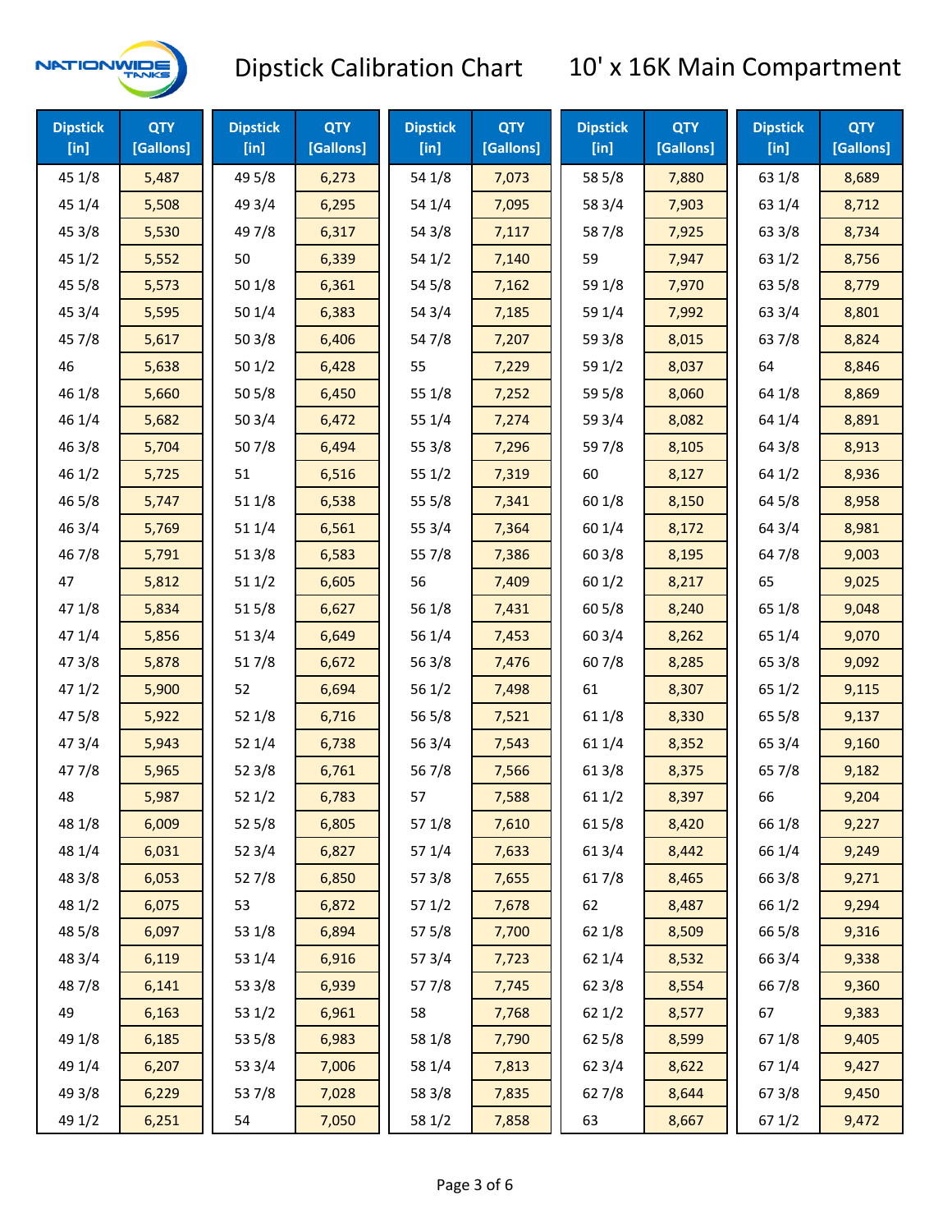NATIONWIDE TANKS

# Dipstick Calibration Chart

## 10' x 16K Main Compartment

| Dipstick [in] | QTY [Gallons] | Dipstick [in] | QTY [Gallons] | Dipstick [in] | QTY [Gallons] | Dipstick [in] | QTY [Gallons] | Dipstick [in] | QTY [Gallons] |
|---|---|---|---|---|---|---|---|---|---|
| 45 1/8 | 5,487 | 49 5/8 | 6,273 | 54 1/8 | 7,073 | 58 5/8 | 7,880 | 63 1/8 | 8,689 |
| 45 1/4 | 5,508 | 49 3/4 | 6,295 | 54 1/4 | 7,095 | 58 3/4 | 7,903 | 63 1/4 | 8,712 |
| 45 3/8 | 5,530 | 49 7/8 | 6,317 | 54 3/8 | 7,117 | 58 7/8 | 7,925 | 63 3/8 | 8,734 |
| 45 1/2 | 5,552 | 50 | 6,339 | 54 1/2 | 7,140 | 59 | 7,947 | 63 1/2 | 8,756 |
| 45 5/8 | 5,573 | 50 1/8 | 6,361 | 54 5/8 | 7,162 | 59 1/8 | 7,970 | 63 5/8 | 8,779 |
| 45 3/4 | 5,595 | 50 1/4 | 6,383 | 54 3/4 | 7,185 | 59 1/4 | 7,992 | 63 3/4 | 8,801 |
| 45 7/8 | 5,617 | 50 3/8 | 6,406 | 54 7/8 | 7,207 | 59 3/8 | 8,015 | 63 7/8 | 8,824 |
| 46 | 5,638 | 50 1/2 | 6,428 | 55 | 7,229 | 59 1/2 | 8,037 | 64 | 8,846 |
| 46 1/8 | 5,660 | 50 5/8 | 6,450 | 55 1/8 | 7,252 | 59 5/8 | 8,060 | 64 1/8 | 8,869 |
| 46 1/4 | 5,682 | 50 3/4 | 6,472 | 55 1/4 | 7,274 | 59 3/4 | 8,082 | 64 1/4 | 8,891 |
| 46 3/8 | 5,704 | 50 7/8 | 6,494 | 55 3/8 | 7,296 | 59 7/8 | 8,105 | 64 3/8 | 8,913 |
| 46 1/2 | 5,725 | 51 | 6,516 | 55 1/2 | 7,319 | 60 | 8,127 | 64 1/2 | 8,936 |
| 46 5/8 | 5,747 | 51 1/8 | 6,538 | 55 5/8 | 7,341 | 60 1/8 | 8,150 | 64 5/8 | 8,958 |
| 46 3/4 | 5,769 | 51 1/4 | 6,561 | 55 3/4 | 7,364 | 60 1/4 | 8,172 | 64 3/4 | 8,981 |
| 46 7/8 | 5,791 | 51 3/8 | 6,583 | 55 7/8 | 7,386 | 60 3/8 | 8,195 | 64 7/8 | 9,003 |
| 47 | 5,812 | 51 1/2 | 6,605 | 56 | 7,409 | 60 1/2 | 8,217 | 65 | 9,025 |
| 47 1/8 | 5,834 | 51 5/8 | 6,627 | 56 1/8 | 7,431 | 60 5/8 | 8,240 | 65 1/8 | 9,048 |
| 47 1/4 | 5,856 | 51 3/4 | 6,649 | 56 1/4 | 7,453 | 60 3/4 | 8,262 | 65 1/4 | 9,070 |
| 47 3/8 | 5,878 | 51 7/8 | 6,672 | 56 3/8 | 7,476 | 60 7/8 | 8,285 | 65 3/8 | 9,092 |
| 47 1/2 | 5,900 | 52 | 6,694 | 56 1/2 | 7,498 | 61 | 8,307 | 65 1/2 | 9,115 |
| 47 5/8 | 5,922 | 52 1/8 | 6,716 | 56 5/8 | 7,521 | 61 1/8 | 8,330 | 65 5/8 | 9,137 |
| 47 3/4 | 5,943 | 52 1/4 | 6,738 | 56 3/4 | 7,543 | 61 1/4 | 8,352 | 65 3/4 | 9,160 |
| 47 7/8 | 5,965 | 52 3/8 | 6,761 | 56 7/8 | 7,566 | 61 3/8 | 8,375 | 65 7/8 | 9,182 |
| 48 | 5,987 | 52 1/2 | 6,783 | 57 | 7,588 | 61 1/2 | 8,397 | 66 | 9,204 |
| 48 1/8 | 6,009 | 52 5/8 | 6,805 | 57 1/8 | 7,610 | 61 5/8 | 8,420 | 66 1/8 | 9,227 |
| 48 1/4 | 6,031 | 52 3/4 | 6,827 | 57 1/4 | 7,633 | 61 3/4 | 8,442 | 66 1/4 | 9,249 |
| 48 3/8 | 6,053 | 52 7/8 | 6,850 | 57 3/8 | 7,655 | 61 7/8 | 8,465 | 66 3/8 | 9,271 |
| 48 1/2 | 6,075 | 53 | 6,872 | 57 1/2 | 7,678 | 62 | 8,487 | 66 1/2 | 9,294 |
| 48 5/8 | 6,097 | 53 1/8 | 6,894 | 57 5/8 | 7,700 | 62 1/8 | 8,509 | 66 5/8 | 9,316 |
| 48 3/4 | 6,119 | 53 1/4 | 6,916 | 57 3/4 | 7,723 | 62 1/4 | 8,532 | 66 3/4 | 9,338 |
| 48 7/8 | 6,141 | 53 3/8 | 6,939 | 57 7/8 | 7,745 | 62 3/8 | 8,554 | 66 7/8 | 9,360 |
| 49 | 6,163 | 53 1/2 | 6,961 | 58 | 7,768 | 62 1/2 | 8,577 | 67 | 9,383 |
| 49 1/8 | 6,185 | 53 5/8 | 6,983 | 58 1/8 | 7,790 | 62 5/8 | 8,599 | 67 1/8 | 9,405 |
| 49 1/4 | 6,207 | 53 3/4 | 7,006 | 58 1/4 | 7,813 | 62 3/4 | 8,622 | 67 1/4 | 9,427 |
| 49 3/8 | 6,229 | 53 7/8 | 7,028 | 58 3/8 | 7,835 | 62 7/8 | 8,644 | 67 3/8 | 9,450 |
| 49 1/2 | 6,251 | 54 | 7,050 | 58 1/2 | 7,858 | 63 | 8,667 | 67 1/2 | 9,472 |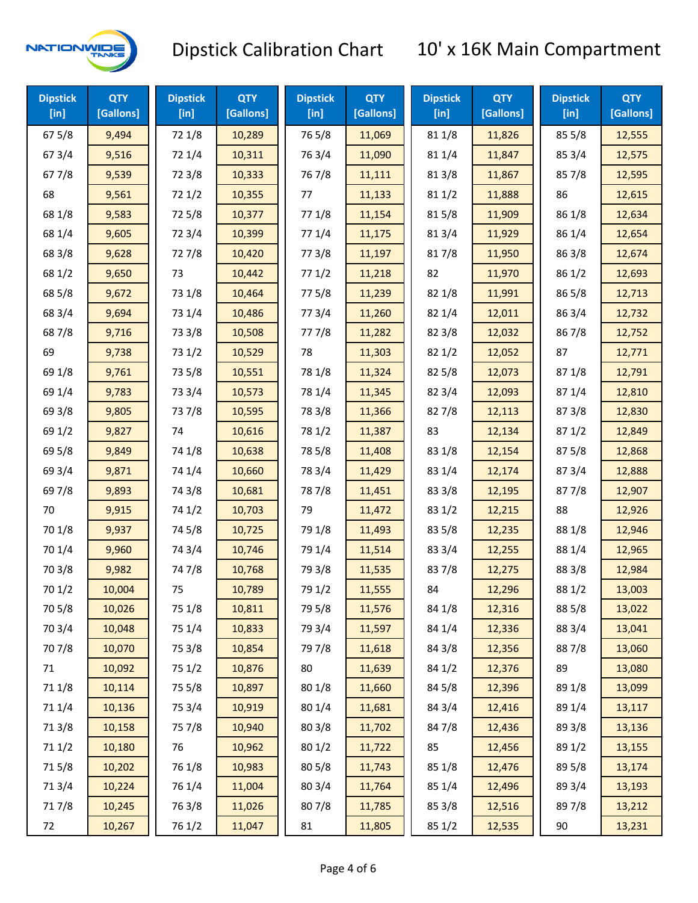# Dipstick Calibration Chart    10' x 16K Main Compartment

| Dipstick [in] | QTY [Gallons] | Dipstick [in] | QTY [Gallons] | Dipstick [in] | QTY [Gallons] | Dipstick [in] | QTY [Gallons] | Dipstick [in] | QTY [Gallons] |
|---|---|---|---|---|---|---|---|---|---|
| 67 5/8 | 9,494 | 72 1/8 | 10,289 | 76 5/8 | 11,069 | 81 1/8 | 11,826 | 85 5/8 | 12,555 |
| 67 3/4 | 9,516 | 72 1/4 | 10,311 | 76 3/4 | 11,090 | 81 1/4 | 11,847 | 85 3/4 | 12,575 |
| 67 7/8 | 9,539 | 72 3/8 | 10,333 | 76 7/8 | 11,111 | 81 3/8 | 11,867 | 85 7/8 | 12,595 |
| 68 | 9,561 | 72 1/2 | 10,355 | 77 | 11,133 | 81 1/2 | 11,888 | 86 | 12,615 |
| 68 1/8 | 9,583 | 72 5/8 | 10,377 | 77 1/8 | 11,154 | 81 5/8 | 11,909 | 86 1/8 | 12,634 |
| 68 1/4 | 9,605 | 72 3/4 | 10,399 | 77 1/4 | 11,175 | 81 3/4 | 11,929 | 86 1/4 | 12,654 |
| 68 3/8 | 9,628 | 72 7/8 | 10,420 | 77 3/8 | 11,197 | 81 7/8 | 11,950 | 86 3/8 | 12,674 |
| 68 1/2 | 9,650 | 73 | 10,442 | 77 1/2 | 11,218 | 82 | 11,970 | 86 1/2 | 12,693 |
| 68 5/8 | 9,672 | 73 1/8 | 10,464 | 77 5/8 | 11,239 | 82 1/8 | 11,991 | 86 5/8 | 12,713 |
| 68 3/4 | 9,694 | 73 1/4 | 10,486 | 77 3/4 | 11,260 | 82 1/4 | 12,011 | 86 3/4 | 12,732 |
| 68 7/8 | 9,716 | 73 3/8 | 10,508 | 77 7/8 | 11,282 | 82 3/8 | 12,032 | 86 7/8 | 12,752 |
| 69 | 9,738 | 73 1/2 | 10,529 | 78 | 11,303 | 82 1/2 | 12,052 | 87 | 12,771 |
| 69 1/8 | 9,761 | 73 5/8 | 10,551 | 78 1/8 | 11,324 | 82 5/8 | 12,073 | 87 1/8 | 12,791 |
| 69 1/4 | 9,783 | 73 3/4 | 10,573 | 78 1/4 | 11,345 | 82 3/4 | 12,093 | 87 1/4 | 12,810 |
| 69 3/8 | 9,805 | 73 7/8 | 10,595 | 78 3/8 | 11,366 | 82 7/8 | 12,113 | 87 3/8 | 12,830 |
| 69 1/2 | 9,827 | 74 | 10,616 | 78 1/2 | 11,387 | 83 | 12,134 | 87 1/2 | 12,849 |
| 69 5/8 | 9,849 | 74 1/8 | 10,638 | 78 5/8 | 11,408 | 83 1/8 | 12,154 | 87 5/8 | 12,868 |
| 69 3/4 | 9,871 | 74 1/4 | 10,660 | 78 3/4 | 11,429 | 83 1/4 | 12,174 | 87 3/4 | 12,888 |
| 69 7/8 | 9,893 | 74 3/8 | 10,681 | 78 7/8 | 11,451 | 83 3/8 | 12,195 | 87 7/8 | 12,907 |
| 70 | 9,915 | 74 1/2 | 10,703 | 79 | 11,472 | 83 1/2 | 12,215 | 88 | 12,926 |
| 70 1/8 | 9,937 | 74 5/8 | 10,725 | 79 1/8 | 11,493 | 83 5/8 | 12,235 | 88 1/8 | 12,946 |
| 70 1/4 | 9,960 | 74 3/4 | 10,746 | 79 1/4 | 11,514 | 83 3/4 | 12,255 | 88 1/4 | 12,965 |
| 70 3/8 | 9,982 | 74 7/8 | 10,768 | 79 3/8 | 11,535 | 83 7/8 | 12,275 | 88 3/8 | 12,984 |
| 70 1/2 | 10,004 | 75 | 10,789 | 79 1/2 | 11,555 | 84 | 12,296 | 88 1/2 | 13,003 |
| 70 5/8 | 10,026 | 75 1/8 | 10,811 | 79 5/8 | 11,576 | 84 1/8 | 12,316 | 88 5/8 | 13,022 |
| 70 3/4 | 10,048 | 75 1/4 | 10,833 | 79 3/4 | 11,597 | 84 1/4 | 12,336 | 88 3/4 | 13,041 |
| 70 7/8 | 10,070 | 75 3/8 | 10,854 | 79 7/8 | 11,618 | 84 3/8 | 12,356 | 88 7/8 | 13,060 |
| 71 | 10,092 | 75 1/2 | 10,876 | 80 | 11,639 | 84 1/2 | 12,376 | 89 | 13,080 |
| 71 1/8 | 10,114 | 75 5/8 | 10,897 | 80 1/8 | 11,660 | 84 5/8 | 12,396 | 89 1/8 | 13,099 |
| 71 1/4 | 10,136 | 75 3/4 | 10,919 | 80 1/4 | 11,681 | 84 3/4 | 12,416 | 89 1/4 | 13,117 |
| 71 3/8 | 10,158 | 75 7/8 | 10,940 | 80 3/8 | 11,702 | 84 7/8 | 12,436 | 89 3/8 | 13,136 |
| 71 1/2 | 10,180 | 76 | 10,962 | 80 1/2 | 11,722 | 85 | 12,456 | 89 1/2 | 13,155 |
| 71 5/8 | 10,202 | 76 1/8 | 10,983 | 80 5/8 | 11,743 | 85 1/8 | 12,476 | 89 5/8 | 13,174 |
| 71 3/4 | 10,224 | 76 1/4 | 11,004 | 80 3/4 | 11,764 | 85 1/4 | 12,496 | 89 3/4 | 13,193 |
| 71 7/8 | 10,245 | 76 3/8 | 11,026 | 80 7/8 | 11,785 | 85 3/8 | 12,516 | 89 7/8 | 13,212 |
| 72 | 10,267 | 76 1/2 | 11,047 | 81 | 11,805 | 85 1/2 | 12,535 | 90 | 13,231 |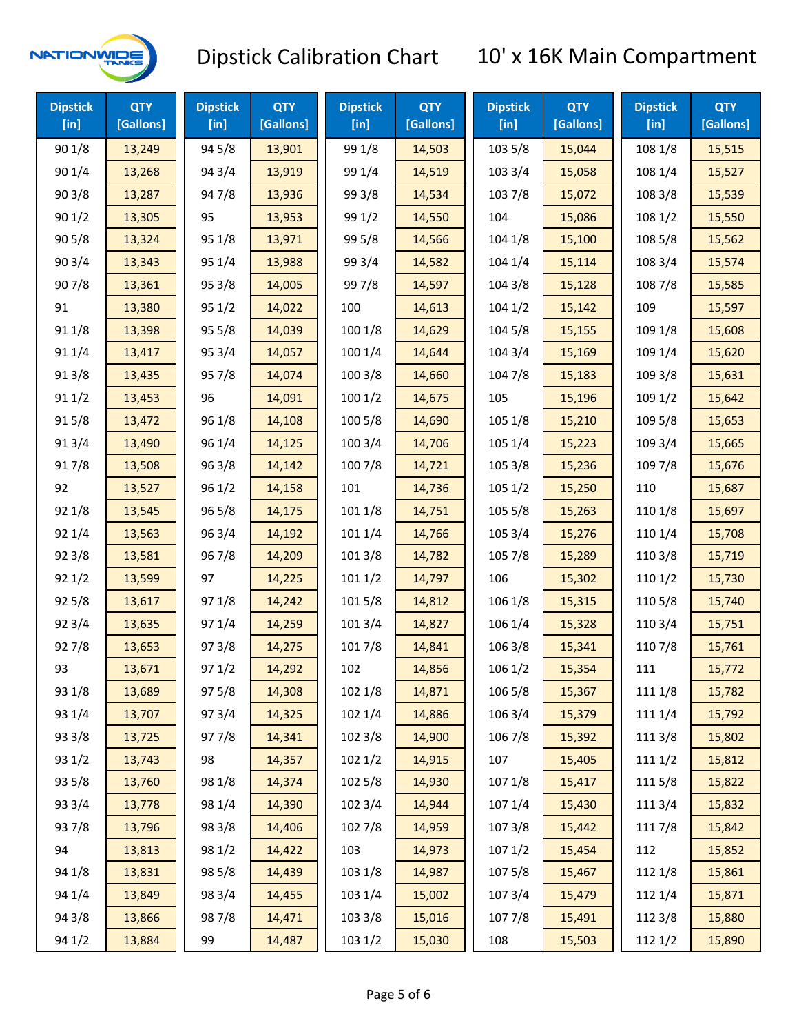# Dipstick Calibration Chart    10' x 16K Main Compartment

| Dipstick [in] | QTY [Gallons] | Dipstick [in] | QTY [Gallons] | Dipstick [in] | QTY [Gallons] | Dipstick [in] | QTY [Gallons] | Dipstick [in] | QTY [Gallons] |
|---|---|---|---|---|---|---|---|---|---|
| 90 1/8 | 13,249 | 94 5/8 | 13,901 | 99 1/8 | 14,503 | 103 5/8 | 15,044 | 108 1/8 | 15,515 |
| 90 1/4 | 13,268 | 94 3/4 | 13,919 | 99 1/4 | 14,519 | 103 3/4 | 15,058 | 108 1/4 | 15,527 |
| 90 3/8 | 13,287 | 94 7/8 | 13,936 | 99 3/8 | 14,534 | 103 7/8 | 15,072 | 108 3/8 | 15,539 |
| 90 1/2 | 13,305 | 95 | 13,953 | 99 1/2 | 14,550 | 104 | 15,086 | 108 1/2 | 15,550 |
| 90 5/8 | 13,324 | 95 1/8 | 13,971 | 99 5/8 | 14,566 | 104 1/8 | 15,100 | 108 5/8 | 15,562 |
| 90 3/4 | 13,343 | 95 1/4 | 13,988 | 99 3/4 | 14,582 | 104 1/4 | 15,114 | 108 3/4 | 15,574 |
| 90 7/8 | 13,361 | 95 3/8 | 14,005 | 99 7/8 | 14,597 | 104 3/8 | 15,128 | 108 7/8 | 15,585 |
| 91 | 13,380 | 95 1/2 | 14,022 | 100 | 14,613 | 104 1/2 | 15,142 | 109 | 15,597 |
| 91 1/8 | 13,398 | 95 5/8 | 14,039 | 100 1/8 | 14,629 | 104 5/8 | 15,155 | 109 1/8 | 15,608 |
| 91 1/4 | 13,417 | 95 3/4 | 14,057 | 100 1/4 | 14,644 | 104 3/4 | 15,169 | 109 1/4 | 15,620 |
| 91 3/8 | 13,435 | 95 7/8 | 14,074 | 100 3/8 | 14,660 | 104 7/8 | 15,183 | 109 3/8 | 15,631 |
| 91 1/2 | 13,453 | 96 | 14,091 | 100 1/2 | 14,675 | 105 | 15,196 | 109 1/2 | 15,642 |
| 91 5/8 | 13,472 | 96 1/8 | 14,108 | 100 5/8 | 14,690 | 105 1/8 | 15,210 | 109 5/8 | 15,653 |
| 91 3/4 | 13,490 | 96 1/4 | 14,125 | 100 3/4 | 14,706 | 105 1/4 | 15,223 | 109 3/4 | 15,665 |
| 91 7/8 | 13,508 | 96 3/8 | 14,142 | 100 7/8 | 14,721 | 105 3/8 | 15,236 | 109 7/8 | 15,676 |
| 92 | 13,527 | 96 1/2 | 14,158 | 101 | 14,736 | 105 1/2 | 15,250 | 110 | 15,687 |
| 92 1/8 | 13,545 | 96 5/8 | 14,175 | 101 1/8 | 14,751 | 105 5/8 | 15,263 | 110 1/8 | 15,697 |
| 92 1/4 | 13,563 | 96 3/4 | 14,192 | 101 1/4 | 14,766 | 105 3/4 | 15,276 | 110 1/4 | 15,708 |
| 92 3/8 | 13,581 | 96 7/8 | 14,209 | 101 3/8 | 14,782 | 105 7/8 | 15,289 | 110 3/8 | 15,719 |
| 92 1/2 | 13,599 | 97 | 14,225 | 101 1/2 | 14,797 | 106 | 15,302 | 110 1/2 | 15,730 |
| 92 5/8 | 13,617 | 97 1/8 | 14,242 | 101 5/8 | 14,812 | 106 1/8 | 15,315 | 110 5/8 | 15,740 |
| 92 3/4 | 13,635 | 97 1/4 | 14,259 | 101 3/4 | 14,827 | 106 1/4 | 15,328 | 110 3/4 | 15,751 |
| 92 7/8 | 13,653 | 97 3/8 | 14,275 | 101 7/8 | 14,841 | 106 3/8 | 15,341 | 110 7/8 | 15,761 |
| 93 | 13,671 | 97 1/2 | 14,292 | 102 | 14,856 | 106 1/2 | 15,354 | 111 | 15,772 |
| 93 1/8 | 13,689 | 97 5/8 | 14,308 | 102 1/8 | 14,871 | 106 5/8 | 15,367 | 111 1/8 | 15,782 |
| 93 1/4 | 13,707 | 97 3/4 | 14,325 | 102 1/4 | 14,886 | 106 3/4 | 15,379 | 111 1/4 | 15,792 |
| 93 3/8 | 13,725 | 97 7/8 | 14,341 | 102 3/8 | 14,900 | 106 7/8 | 15,392 | 111 3/8 | 15,802 |
| 93 1/2 | 13,743 | 98 | 14,357 | 102 1/2 | 14,915 | 107 | 15,405 | 111 1/2 | 15,812 |
| 93 5/8 | 13,760 | 98 1/8 | 14,374 | 102 5/8 | 14,930 | 107 1/8 | 15,417 | 111 5/8 | 15,822 |
| 93 3/4 | 13,778 | 98 1/4 | 14,390 | 102 3/4 | 14,944 | 107 1/4 | 15,430 | 111 3/4 | 15,832 |
| 93 7/8 | 13,796 | 98 3/8 | 14,406 | 102 7/8 | 14,959 | 107 3/8 | 15,442 | 111 7/8 | 15,842 |
| 94 | 13,813 | 98 1/2 | 14,422 | 103 | 14,973 | 107 1/2 | 15,454 | 112 | 15,852 |
| 94 1/8 | 13,831 | 98 5/8 | 14,439 | 103 1/8 | 14,987 | 107 5/8 | 15,467 | 112 1/8 | 15,861 |
| 94 1/4 | 13,849 | 98 3/4 | 14,455 | 103 1/4 | 15,002 | 107 3/4 | 15,479 | 112 1/4 | 15,871 |
| 94 3/8 | 13,866 | 98 7/8 | 14,471 | 103 3/8 | 15,016 | 107 7/8 | 15,491 | 112 3/8 | 15,880 |
| 94 1/2 | 13,884 | 99 | 14,487 | 103 1/2 | 15,030 | 108 | 15,503 | 112 1/2 | 15,890 |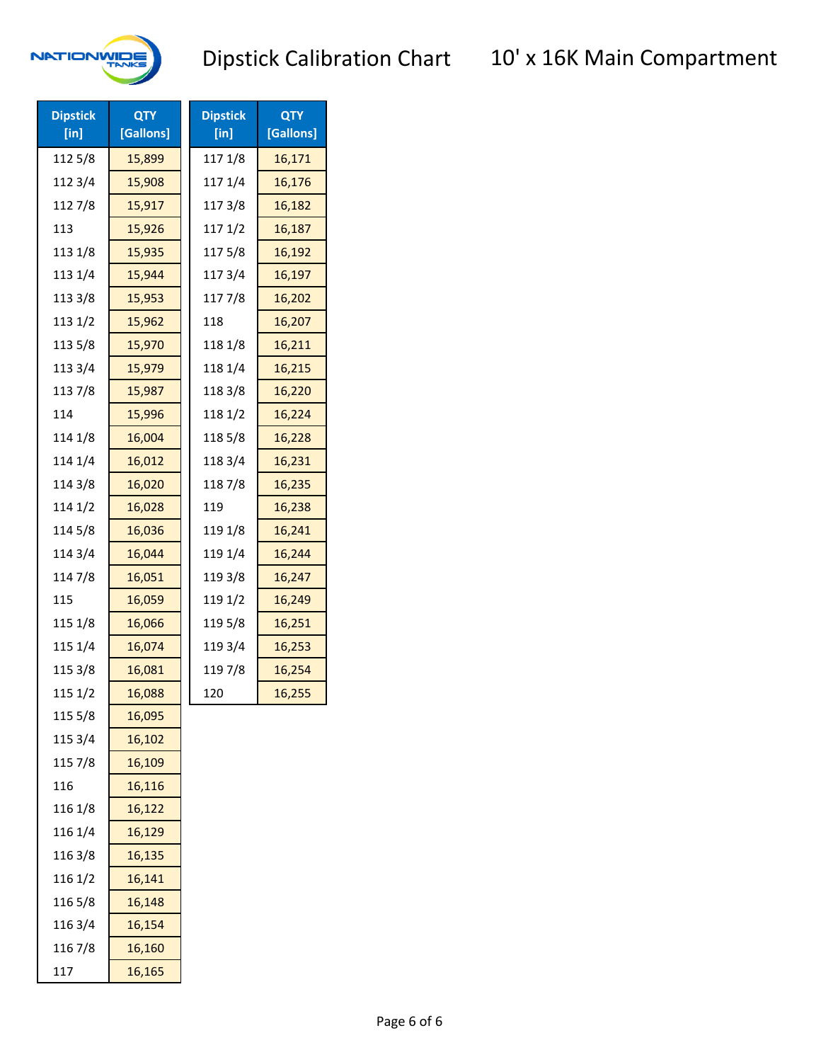# Dipstick Calibration Chart

## 10' x 16K Main Compartment

| Dipstick [in] | QTY [Gallons] |
|---|---|
| 112 5/8 | 15,899 |
| 112 3/4 | 15,908 |
| 112 7/8 | 15,917 |
| 113 | 15,926 |
| 113 1/8 | 15,935 |
| 113 1/4 | 15,944 |
| 113 3/8 | 15,953 |
| 113 1/2 | 15,962 |
| 113 5/8 | 15,970 |
| 113 3/4 | 15,979 |
| 113 7/8 | 15,987 |
| 114 | 15,996 |
| 114 1/8 | 16,004 |
| 114 1/4 | 16,012 |
| 114 3/8 | 16,020 |
| 114 1/2 | 16,028 |
| 114 5/8 | 16,036 |
| 114 3/4 | 16,044 |
| 114 7/8 | 16,051 |
| 115 | 16,059 |
| 115 1/8 | 16,066 |
| 115 1/4 | 16,074 |
| 115 3/8 | 16,081 |
| 115 1/2 | 16,088 |
| 115 5/8 | 16,095 |
| 115 3/4 | 16,102 |
| 115 7/8 | 16,109 |
| 116 | 16,116 |
| 116 1/8 | 16,122 |
| 116 1/4 | 16,129 |
| 116 3/8 | 16,135 |
| 116 1/2 | 16,141 |
| 116 5/8 | 16,148 |
| 116 3/4 | 16,154 |
| 116 7/8 | 16,160 |
| 117 | 16,165 |
| 117 1/8 | 16,171 |
| 117 1/4 | 16,176 |
| 117 3/8 | 16,182 |
| 117 1/2 | 16,187 |
| 117 5/8 | 16,192 |
| 117 3/4 | 16,197 |
| 117 7/8 | 16,202 |
| 118 | 16,207 |
| 118 1/8 | 16,211 |
| 118 1/4 | 16,215 |
| 118 3/8 | 16,220 |
| 118 1/2 | 16,224 |
| 118 5/8 | 16,228 |
| 118 3/4 | 16,231 |
| 118 7/8 | 16,235 |
| 119 | 16,238 |
| 119 1/8 | 16,241 |
| 119 1/4 | 16,244 |
| 119 3/8 | 16,247 |
| 119 1/2 | 16,249 |
| 119 5/8 | 16,251 |
| 119 3/4 | 16,253 |
| 119 7/8 | 16,254 |
| 120 | 16,255 |